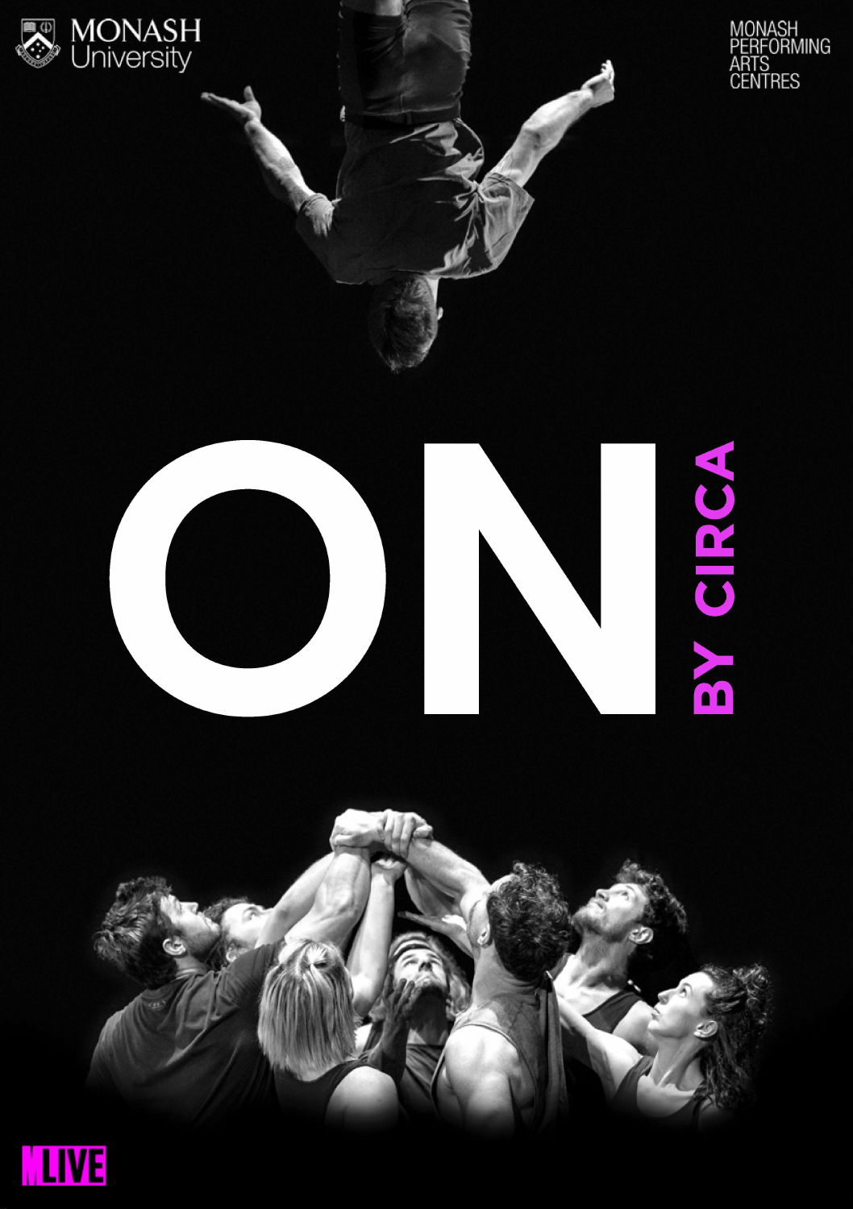MONASH University

MONASH PERFORMING ARTS CENTRES

# ON

## BY CIRCA

MLIVE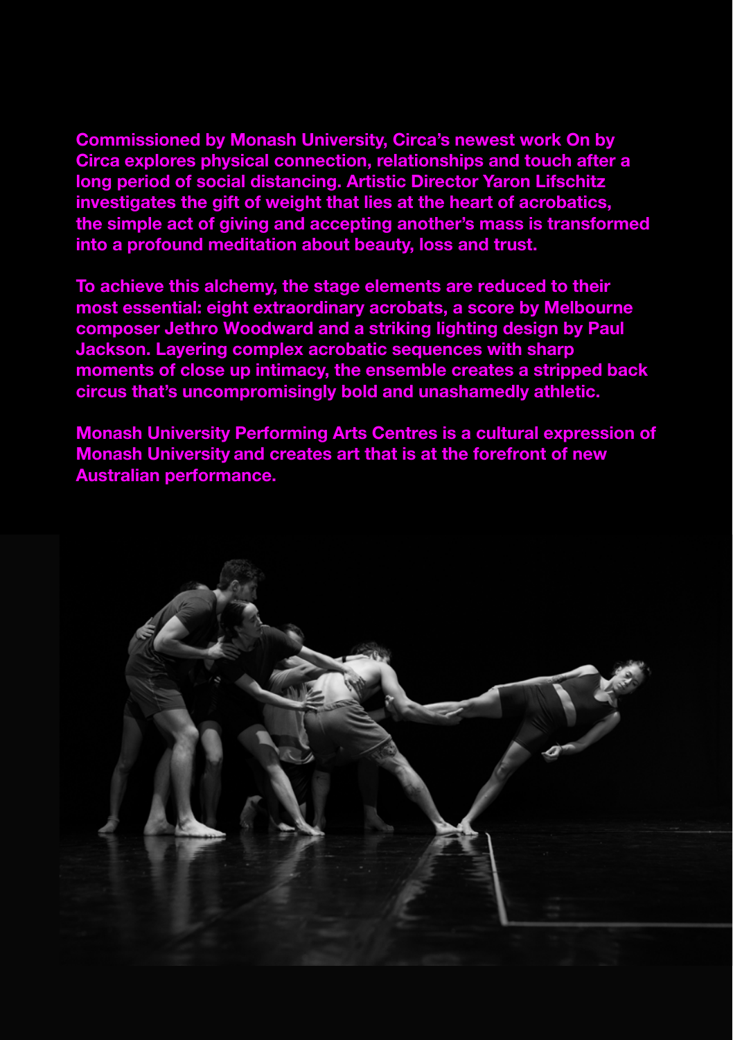**Commissioned by Monash University, Circa's newest work On by Circa explores physical connection, relationships and touch after a long period of social distancing. Artistic Director Yaron Lifschitz investigates the gift of weight that lies at the heart of acrobatics, the simple act of giving and accepting another's mass is transformed into a profound meditation about beauty, loss and trust.**

**To achieve this alchemy, the stage elements are reduced to their most essential: eight extraordinary acrobats, a score by Melbourne composer Jethro Woodward and a striking lighting design by Paul Jackson. Layering complex acrobatic sequences with sharp moments of close up intimacy, the ensemble creates a stripped back circus that's uncompromisingly bold and unashamedly athletic.**

**Monash University Performing Arts Centres is a cultural expression of Monash University and creates art that is at the forefront of new Australian performance.**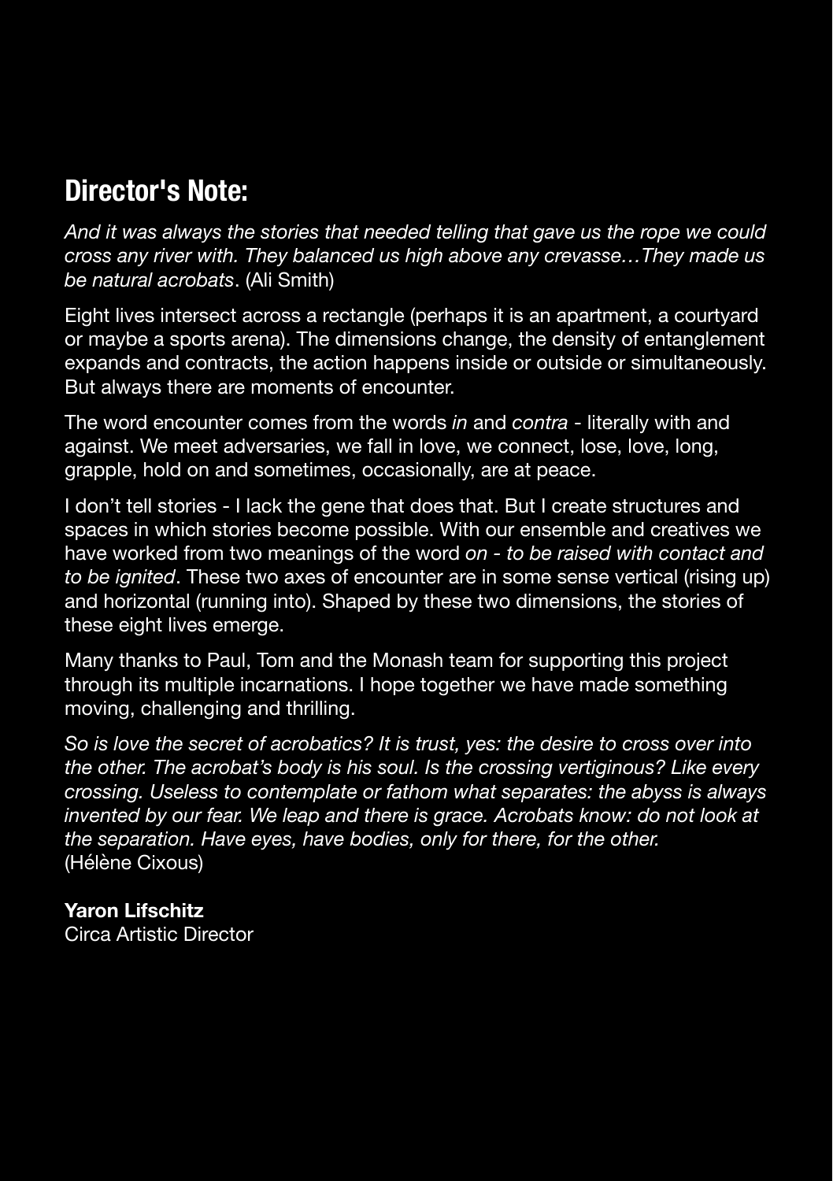## Director's Note:

*And it was always the stories that needed telling that gave us the rope we could cross any river with. They balanced us high above any crevasse…They made us be natural acrobats*. (Ali Smith)

Eight lives intersect across a rectangle (perhaps it is an apartment, a courtyard or maybe a sports arena). The dimensions change, the density of entanglement expands and contracts, the action happens inside or outside or simultaneously. But always there are moments of encounter.

The word encounter comes from the words *in* and *contra* - literally with and against. We meet adversaries, we fall in love, we connect, lose, love, long, grapple, hold on and sometimes, occasionally, are at peace.

I don't tell stories - I lack the gene that does that. But I create structures and spaces in which stories become possible. With our ensemble and creatives we have worked from two meanings of the word *on - to be raised with contact and to be ignited*. These two axes of encounter are in some sense vertical (rising up) and horizontal (running into). Shaped by these two dimensions, the stories of these eight lives emerge.

Many thanks to Paul, Tom and the Monash team for supporting this project through its multiple incarnations. I hope together we have made something moving, challenging and thrilling.

*So is love the secret of acrobatics? It is trust, yes: the desire to cross over into the other. The acrobat's body is his soul. Is the crossing vertiginous? Like every crossing. Useless to contemplate or fathom what separates: the abyss is always invented by our fear. We leap and there is grace. Acrobats know: do not look at the separation. Have eyes, have bodies, only for there, for the other.*
(Hélène Cixous)

**Yaron Lifschitz**
Circa Artistic Director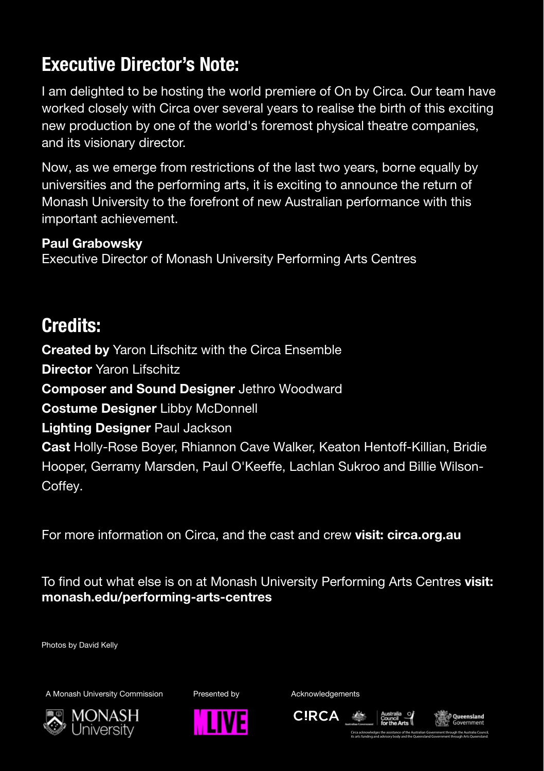## Executive Director's Note:

I am delighted to be hosting the world premiere of On by Circa. Our team have worked closely with Circa over several years to realise the birth of this exciting new production by one of the world's foremost physical theatre companies, and its visionary director.

Now, as we emerge from restrictions of the last two years, borne equally by universities and the performing arts, it is exciting to announce the return of Monash University to the forefront of new Australian performance with this important achievement.

**Paul Grabowsky**
Executive Director of Monash University Performing Arts Centres

## Credits:

**Created by** Yaron Lifschitz with the Circa Ensemble
**Director** Yaron Lifschitz
**Composer and Sound Designer** Jethro Woodward
**Costume Designer** Libby McDonnell
**Lighting Designer** Paul Jackson
**Cast** Holly-Rose Boyer, Rhiannon Cave Walker, Keaton Hentoff-Killian, Bridie Hooper, Gerramy Marsden, Paul O'Keeffe, Lachlan Sukroo and Billie Wilson-Coffey.

For more information on Circa, and the cast and crew **visit: circa.org.au**

To find out what else is on at Monash University Performing Arts Centres **visit: monash.edu/performing-arts-centres**

Photos by David Kelly

A Monash University Commission

MONASH University

Presented by

MLIVE

Acknowledgements

CIRCA

Australian Government · Australia Council for the Arts · Queensland Government

Circa acknowledges the assistance of the Australian Government through the Australia Council, its arts funding and advisory body and the Queensland Government through Arts Queensland.